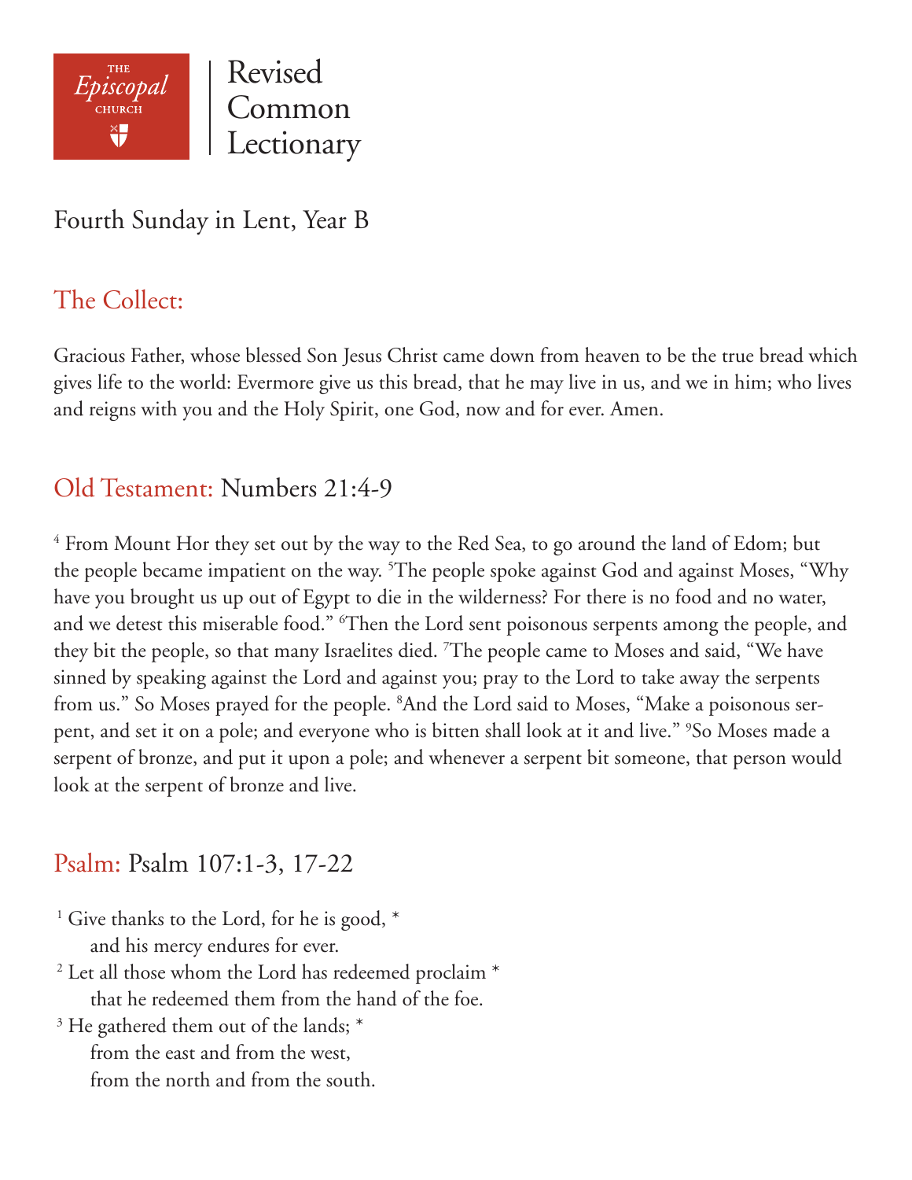THE *Episcopal* CHURCH | Revised Common Lectionary

# Fourth Sunday in Lent, Year B

## The Collect:

Gracious Father, whose blessed Son Jesus Christ came down from heaven to be the true bread which gives life to the world: Evermore give us this bread, that he may live in us, and we in him; who lives and reigns with you and the Holy Spirit, one God, now and for ever. Amen.

## Old Testament: Numbers 21:4-9

[4] From Mount Hor they set out by the way to the Red Sea, to go around the land of Edom; but the people became impatient on the way. [5]The people spoke against God and against Moses, "Why have you brought us up out of Egypt to die in the wilderness? For there is no food and no water, and we detest this miserable food." [6]Then the Lord sent poisonous serpents among the people, and they bit the people, so that many Israelites died. [7]The people came to Moses and said, "We have sinned by speaking against the Lord and against you; pray to the Lord to take away the serpents from us." So Moses prayed for the people. [8]And the Lord said to Moses, "Make a poisonous serpent, and set it on a pole; and everyone who is bitten shall look at it and live." [9]So Moses made a serpent of bronze, and put it upon a pole; and whenever a serpent bit someone, that person would look at the serpent of bronze and live.

## Psalm: Psalm 107:1-3, 17-22

[1] Give thanks to the Lord, for he is good, *
    and his mercy endures for ever.
[2] Let all those whom the Lord has redeemed proclaim *
    that he redeemed them from the hand of the foe.
[3] He gathered them out of the lands; *
    from the east and from the west,
    from the north and from the south.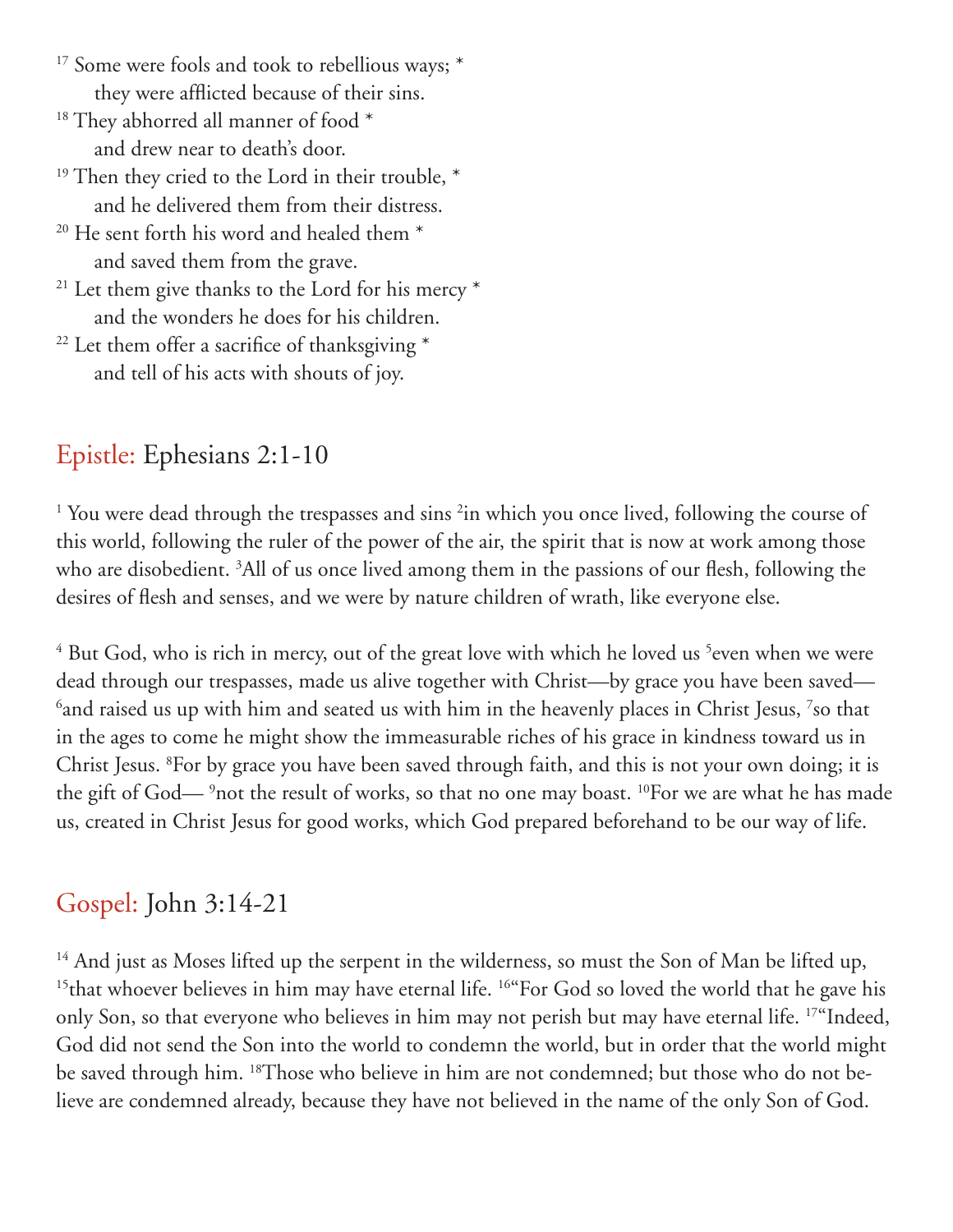[17] Some were fools and took to rebellious ways; *
    they were afflicted because of their sins.
[18] They abhorred all manner of food *
    and drew near to death's door.
[19] Then they cried to the Lord in their trouble, *
    and he delivered them from their distress.
[20] He sent forth his word and healed them *
    and saved them from the grave.
[21] Let them give thanks to the Lord for his mercy *
    and the wonders he does for his children.
[22] Let them offer a sacrifice of thanksgiving *
    and tell of his acts with shouts of joy.

## Epistle: Ephesians 2:1-10

[1] You were dead through the trespasses and sins [2]in which you once lived, following the course of this world, following the ruler of the power of the air, the spirit that is now at work among those who are disobedient. [3]All of us once lived among them in the passions of our flesh, following the desires of flesh and senses, and we were by nature children of wrath, like everyone else.

[4] But God, who is rich in mercy, out of the great love with which he loved us [5]even when we were dead through our trespasses, made us alive together with Christ—by grace you have been saved— [6]and raised us up with him and seated us with him in the heavenly places in Christ Jesus, [7]so that in the ages to come he might show the immeasurable riches of his grace in kindness toward us in Christ Jesus. [8]For by grace you have been saved through faith, and this is not your own doing; it is the gift of God— [9]not the result of works, so that no one may boast. [10]For we are what he has made us, created in Christ Jesus for good works, which God prepared beforehand to be our way of life.

## Gospel: John 3:14-21

[14] And just as Moses lifted up the serpent in the wilderness, so must the Son of Man be lifted up, [15]that whoever believes in him may have eternal life. [16]"For God so loved the world that he gave his only Son, so that everyone who believes in him may not perish but may have eternal life. [17]"Indeed, God did not send the Son into the world to condemn the world, but in order that the world might be saved through him. [18]Those who believe in him are not condemned; but those who do not believe are condemned already, because they have not believed in the name of the only Son of God.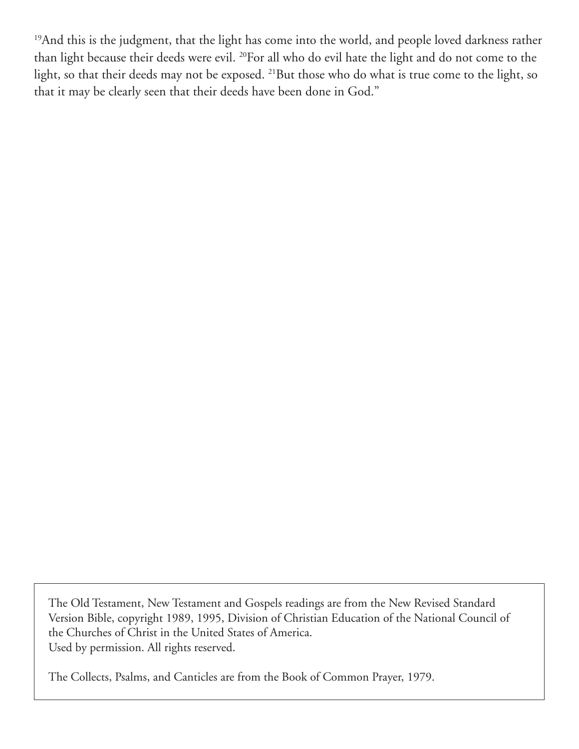[19]And this is the judgment, that the light has come into the world, and people loved darkness rather than light because their deeds were evil. [20]For all who do evil hate the light and do not come to the light, so that their deeds may not be exposed. [21]But those who do what is true come to the light, so that it may be clearly seen that their deeds have been done in God."

The Old Testament, New Testament and Gospels readings are from the New Revised Standard Version Bible, copyright 1989, 1995, Division of Christian Education of the National Council of the Churches of Christ in the United States of America.
Used by permission. All rights reserved.

The Collects, Psalms, and Canticles are from the Book of Common Prayer, 1979.